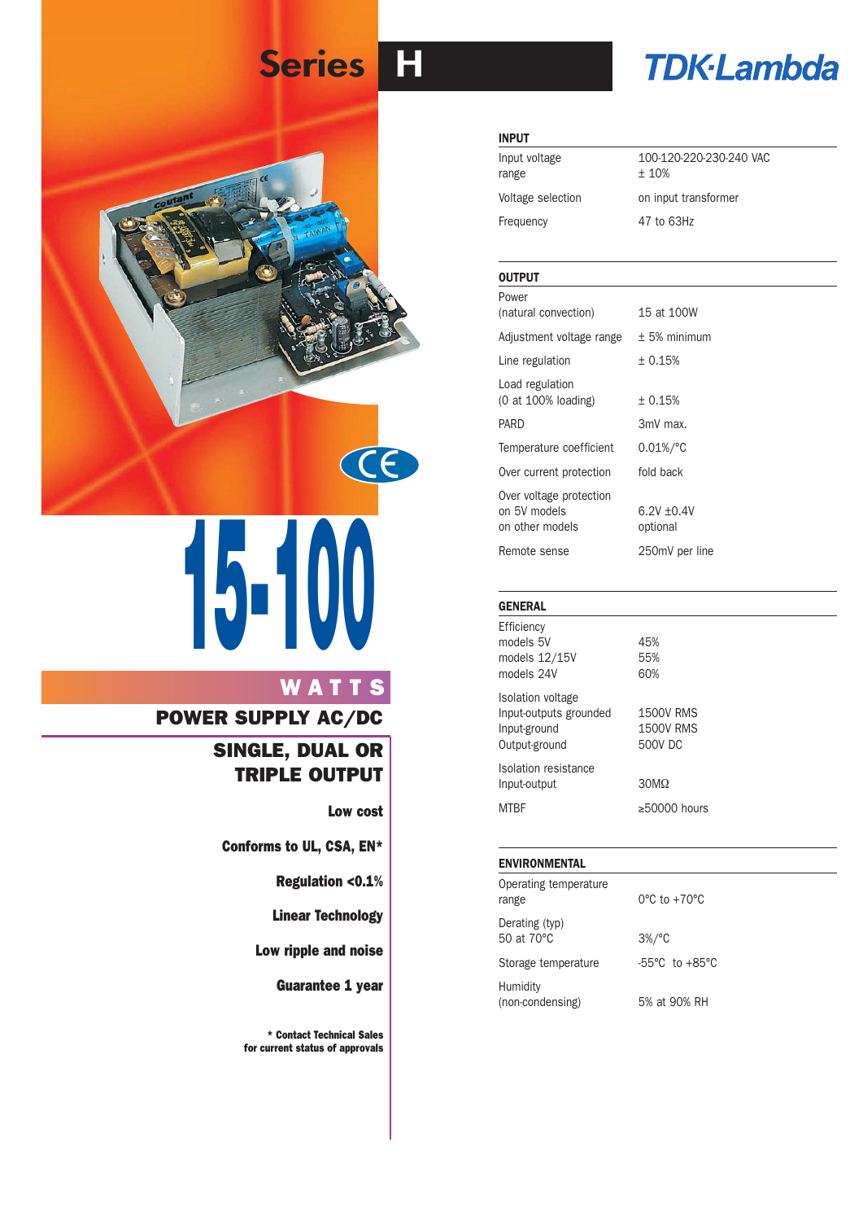# Series H

TDK·Lambda

# 15-100

## WATTS

## POWER SUPPLY AC/DC

### SINGLE, DUAL OR TRIPLE OUTPUT

**Low cost**

**Conforms to UL, CSA, EN***

**Regulation <0.1%**

**Linear Technology**

**Low ripple and noise**

**Guarantee 1 year**

*** Contact Technical Sales for current status of approvals**

### INPUT

| | |
|---|---|
| Input voltage range | 100-120-220-230-240 VAC ± 10% |
| Voltage selection | on input transformer |
| Frequency | 47 to 63Hz |

### OUTPUT

| | |
|---|---|
| Power (natural convection) | 15 at 100W |
| Adjustment voltage range | ± 5% minimum |
| Line regulation | ± 0.15% |
| Load regulation (0 at 100% loading) | ± 0.15% |
| PARD | 3mV max. |
| Temperature coefficient | 0.01%/°C |
| Over current protection | fold back |
| Over voltage protection | |
| on 5V models | 6.2V ±0.4V |
| on other models | optional |
| Remote sense | 250mV per line |

### GENERAL

| | |
|---|---|
| Efficiency | |
| models 5V | 45% |
| models 12/15V | 55% |
| models 24V | 60% |
| Isolation voltage | |
| Input-outputs grounded | 1500V RMS |
| Input-ground | 1500V RMS |
| Output-ground | 500V DC |
| Isolation resistance Input-output | 30MΩ |
| MTBF | ≥50000 hours |

### ENVIRONMENTAL

| | |
|---|---|
| Operating temperature range | 0°C to +70°C |
| Derating (typ) 50 at 70°C | 3%/°C |
| Storage temperature | -55°C to +85°C |
| Humidity (non-condensing) | 5% at 90% RH |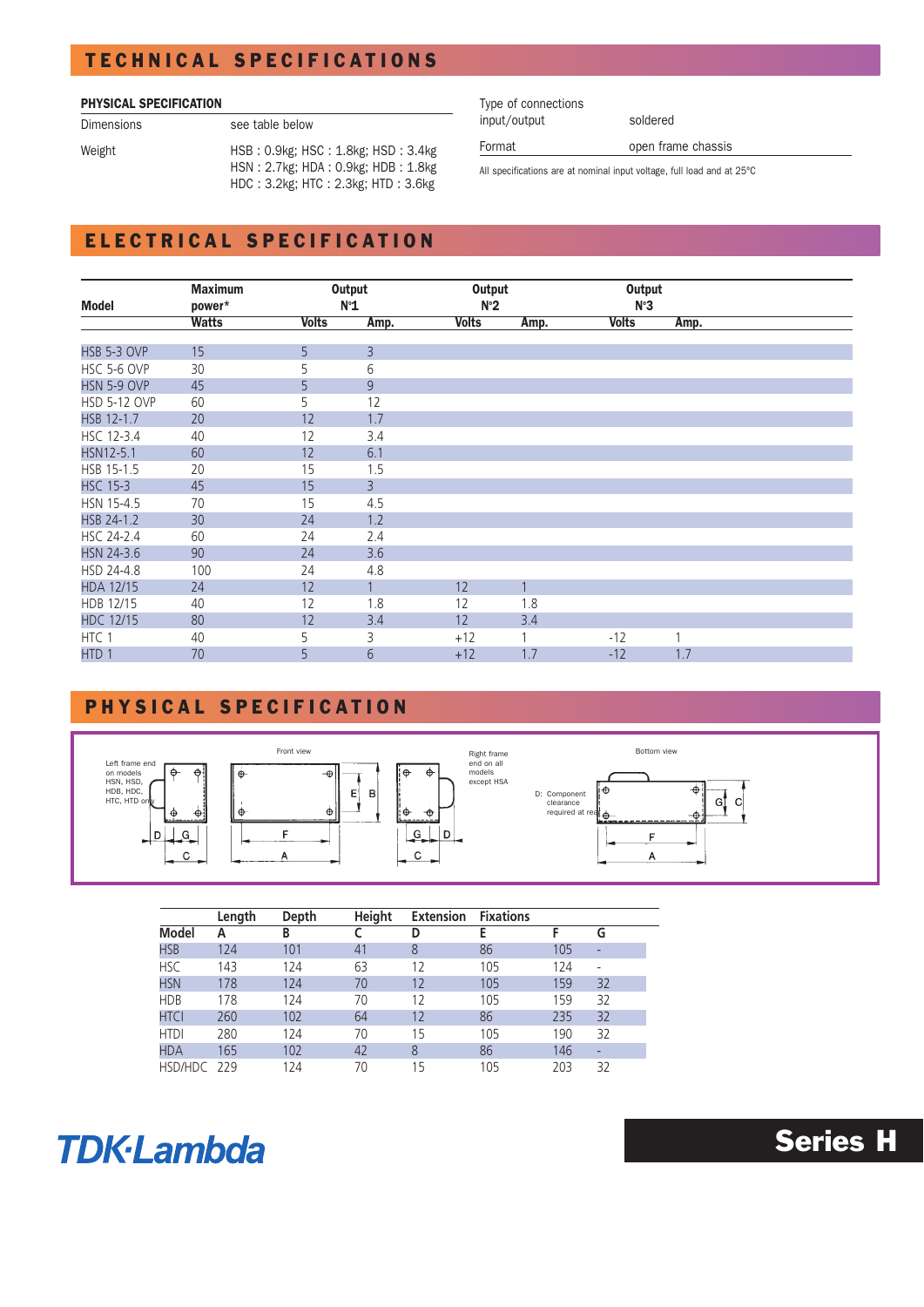# TECHNICAL SPECIFICATIONS

**PHYSICAL SPECIFICATION**

| | |
|---|---|
| Dimensions | see table below |
| Weight | HSB : 0.9kg; HSC : 1.8kg; HSD : 3.4kg<br>HSN : 2.7kg; HDA : 0.9kg; HDB : 1.8kg<br>HDC : 3.2kg; HTC : 2.3kg; HTD : 3.6kg |

| | |
|---|---|
| Type of connections input/output | soldered |
| Format | open frame chassis |

All specifications are at nominal input voltage, full load and at 25°C

# ELECTRICAL SPECIFICATION

| Model | Maximum power* | Output N°1 | | Output N°2 | | Output N°3 | |
|---|---|---|---|---|---|---|---|
| | Watts | Volts | Amp. | Volts | Amp. | Volts | Amp. |
| HSB 5-3 OVP | 15 | 5 | 3 | | | | |
| HSC 5-6 OVP | 30 | 5 | 6 | | | | |
| HSN 5-9 OVP | 45 | 5 | 9 | | | | |
| HSD 5-12 OVP | 60 | 5 | 12 | | | | |
| HSB 12-1.7 | 20 | 12 | 1.7 | | | | |
| HSC 12-3.4 | 40 | 12 | 3.4 | | | | |
| HSN12-5.1 | 60 | 12 | 6.1 | | | | |
| HSB 15-1.5 | 20 | 15 | 1.5 | | | | |
| HSC 15-3 | 45 | 15 | 3 | | | | |
| HSN 15-4.5 | 70 | 15 | 4.5 | | | | |
| HSB 24-1.2 | 30 | 24 | 1.2 | | | | |
| HSC 24-2.4 | 60 | 24 | 2.4 | | | | |
| HSN 24-3.6 | 90 | 24 | 3.6 | | | | |
| HSD 24-4.8 | 100 | 24 | 4.8 | | | | |
| HDA 12/15 | 24 | 12 | 1 | 12 | 1 | | |
| HDB 12/15 | 40 | 12 | 1.8 | 12 | 1.8 | | |
| HDC 12/15 | 80 | 12 | 3.4 | 12 | 3.4 | | |
| HTC 1 | 40 | 5 | 3 | +12 | 1 | -12 | 1 |
| HTD 1 | 70 | 5 | 6 | +12 | 1.7 | -12 | 1.7 |

# PHYSICAL SPECIFICATION

Left frame end on models HSN, HSD, HDB, HDC, HTC, HTD only

Front view

Right frame end on all models except HSA

Bottom view

D: Component clearance required at rear

| | Length | Depth | Height | Extension | Fixations | | |
|---|---|---|---|---|---|---|---|
| Model | A | B | C | D | E | F | G |
| HSB | 124 | 101 | 41 | 8 | 86 | 105 | - |
| HSC | 143 | 124 | 63 | 12 | 105 | 124 | - |
| HSN | 178 | 124 | 70 | 12 | 105 | 159 | 32 |
| HDB | 178 | 124 | 70 | 12 | 105 | 159 | 32 |
| HTCI | 260 | 102 | 64 | 12 | 86 | 235 | 32 |
| HTDI | 280 | 124 | 70 | 15 | 105 | 190 | 32 |
| HDA | 165 | 102 | 42 | 8 | 86 | 146 | - |
| HSD/HDC | 229 | 124 | 70 | 15 | 105 | 203 | 32 |

TDK·Lambda

**Series H**